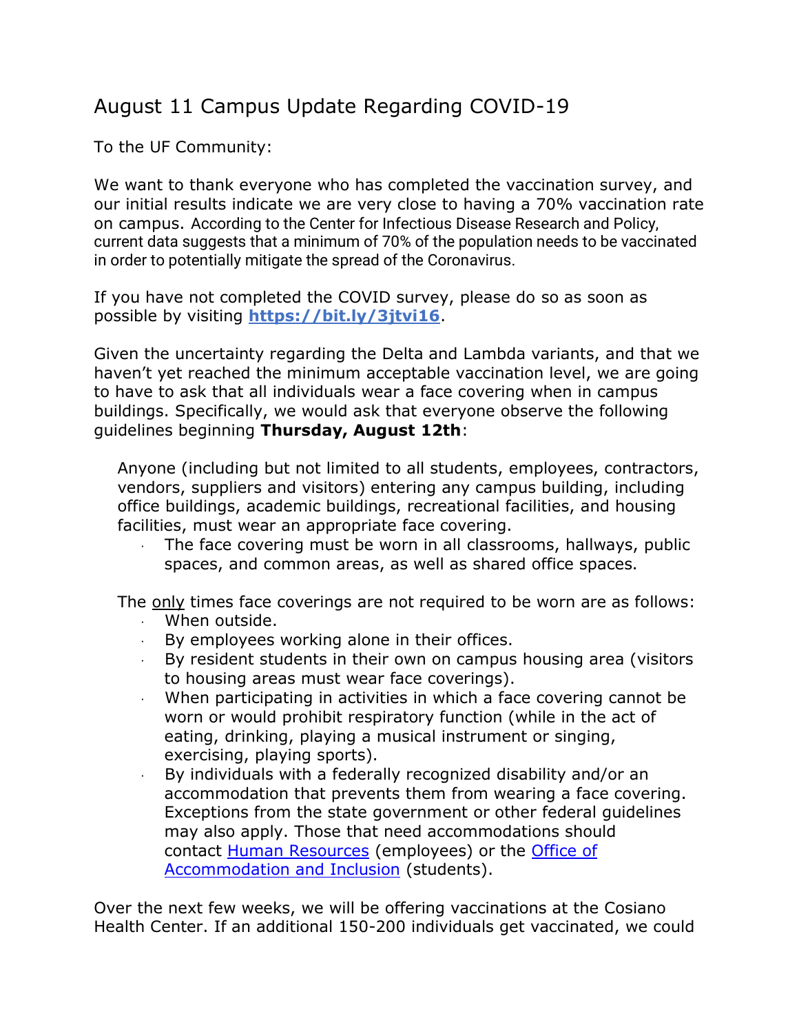# August 11 Campus Update Regarding COVID-19

To the UF Community:

We want to thank everyone who has completed the vaccination survey, and our initial results indicate we are very close to having a 70% vaccination rate on campus. According to the Center for Infectious Disease Research and Policy, current data suggests that a minimum of 70% of the population needs to be vaccinated in order to potentially mitigate the spread of the Coronavirus.

If you have not completed the COVID survey, please do so as soon as possible by visiting **[https://bit.ly/3jtvi16](https://bit.ly/3jtvi16)**.

Given the uncertainty regarding the Delta and Lambda variants, and that we haven't yet reached the minimum acceptable vaccination level, we are going to have to ask that all individuals wear a face covering when in campus buildings. Specifically, we would ask that everyone observe the following guidelines beginning **Thursday, August 12th**:

> Anyone (including but not limited to all students, employees, contractors, vendors, suppliers and visitors) entering any campus building, including office buildings, academic buildings, recreational facilities, and housing facilities, must wear an appropriate face covering.
>
> - The face covering must be worn in all classrooms, hallways, public spaces, and common areas, as well as shared office spaces.
>
> The only times face coverings are not required to be worn are as follows:
>
> - When outside.
> - By employees working alone in their offices.
> - By resident students in their own on campus housing area (visitors to housing areas must wear face coverings).
> - When participating in activities in which a face covering cannot be worn or would prohibit respiratory function (while in the act of eating, drinking, playing a musical instrument or singing, exercising, playing sports).
> - By individuals with a federally recognized disability and/or an accommodation that prevents them from wearing a face covering. Exceptions from the state government or other federal guidelines may also apply. Those that need accommodations should contact Human Resources (employees) or the Office of Accommodation and Inclusion (students).

Over the next few weeks, we will be offering vaccinations at the Cosiano Health Center. If an additional 150-200 individuals get vaccinated, we could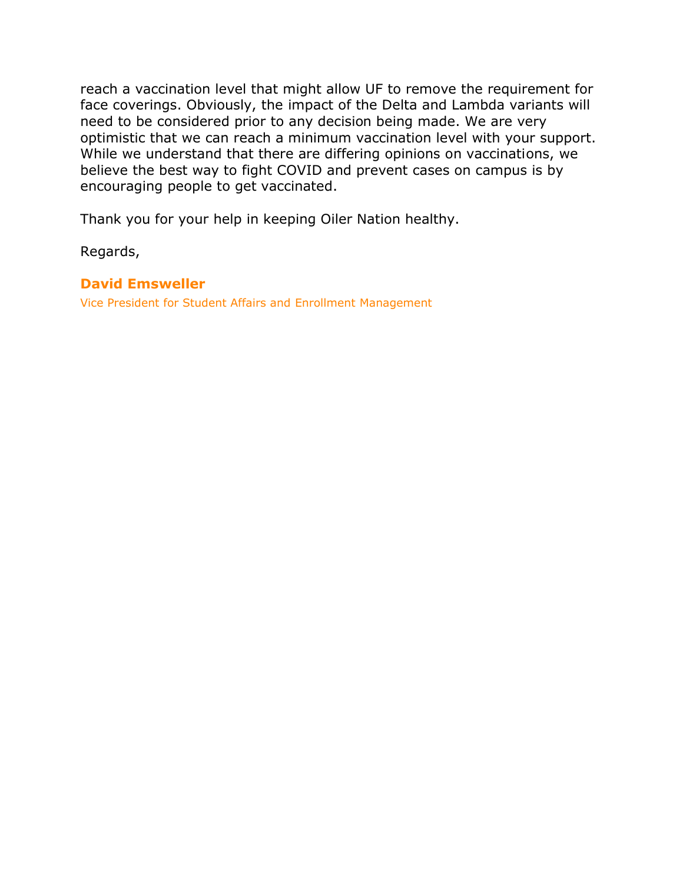reach a vaccination level that might allow UF to remove the requirement for face coverings. Obviously, the impact of the Delta and Lambda variants will need to be considered prior to any decision being made. We are very optimistic that we can reach a minimum vaccination level with your support. While we understand that there are differing opinions on vaccinations, we believe the best way to fight COVID and prevent cases on campus is by encouraging people to get vaccinated.

Thank you for your help in keeping Oiler Nation healthy.

Regards,

**David Emsweller**

Vice President for Student Affairs and Enrollment Management